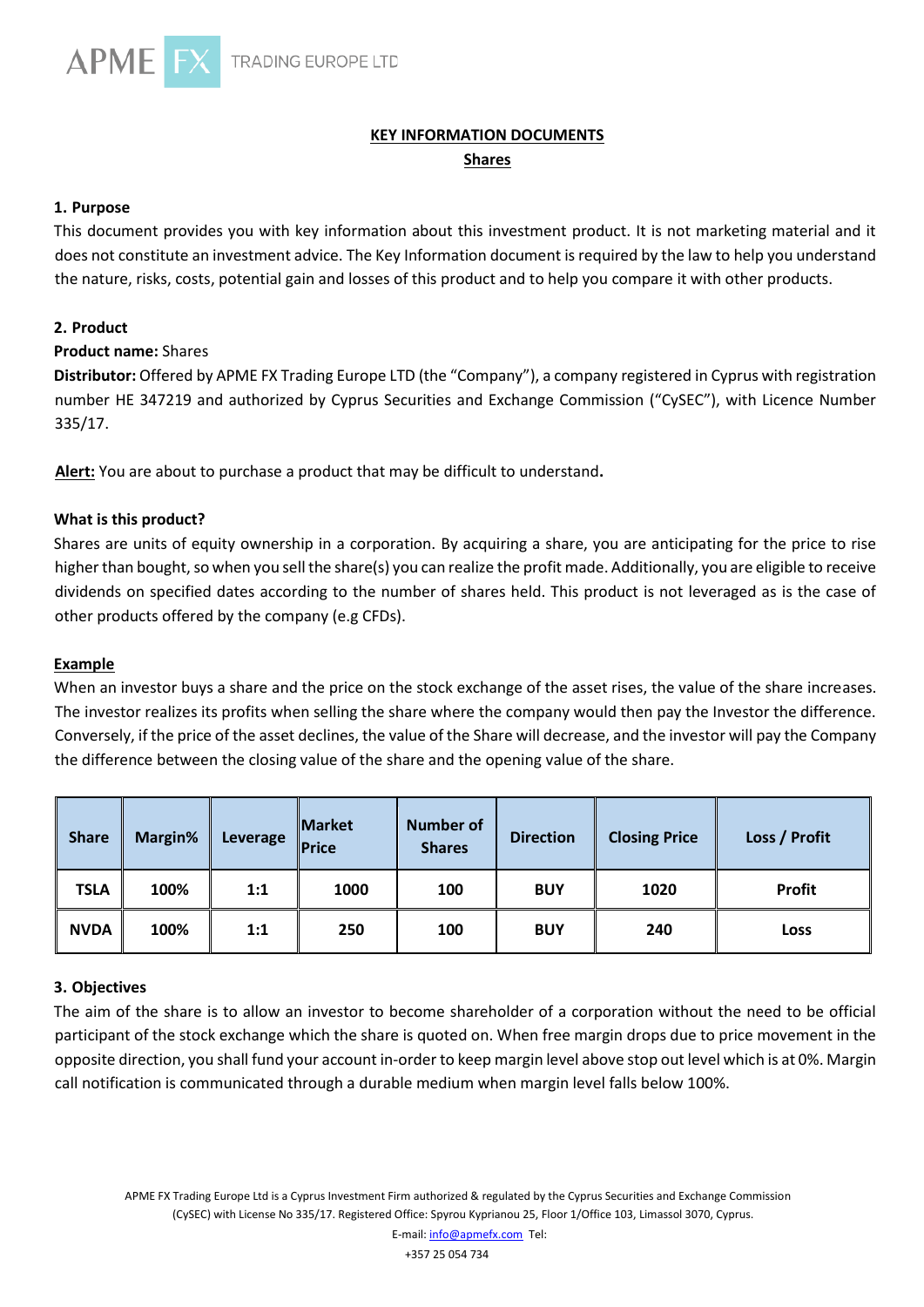APME FX TRADING EUROPE LTD

## KEY INFORMATION DOCUMENTS

### Shares

### 1. Purpose

This document provides you with key information about this investment product. It is not marketing material and it does not constitute an investment advice. The Key Information document is required by the law to help you understand the nature, risks, costs, potential gain and losses of this product and to help you compare it with other products.

### 2. Product

**Product name:** Shares

**Distributor:** Offered by APME FX Trading Europe LTD (the "Company"), a company registered in Cyprus with registration number HE 347219 and authorized by Cyprus Securities and Exchange Commission ("CySEC"), with Licence Number 335/17.

**Alert:** You are about to purchase a product that may be difficult to understand**.**

**What is this product?**

Shares are units of equity ownership in a corporation. By acquiring a share, you are anticipating for the price to rise higher than bought, so when you sell the share(s) you can realize the profit made. Additionally, you are eligible to receive dividends on specified dates according to the number of shares held. This product is not leveraged as is the case of other products offered by the company (e.g CFDs).

**Example**

When an investor buys a share and the price on the stock exchange of the asset rises, the value of the share increases. The investor realizes its profits when selling the share where the company would then pay the Investor the difference. Conversely, if the price of the asset declines, the value of the Share will decrease, and the investor will pay the Company the difference between the closing value of the share and the opening value of the share.

| Share | Margin% | Leverage | Market Price | Number of Shares | Direction | Closing Price | Loss / Profit |
|---|---|---|---|---|---|---|---|
| TSLA | 100% | 1:1 | 1000 | 100 | BUY | 1020 | Profit |
| NVDA | 100% | 1:1 | 250 | 100 | BUY | 240 | Loss |

### 3. Objectives

The aim of the share is to allow an investor to become shareholder of a corporation without the need to be official participant of the stock exchange which the share is quoted on. When free margin drops due to price movement in the opposite direction, you shall fund your account in-order to keep margin level above stop out level which is at 0%. Margin call notification is communicated through a durable medium when margin level falls below 100%.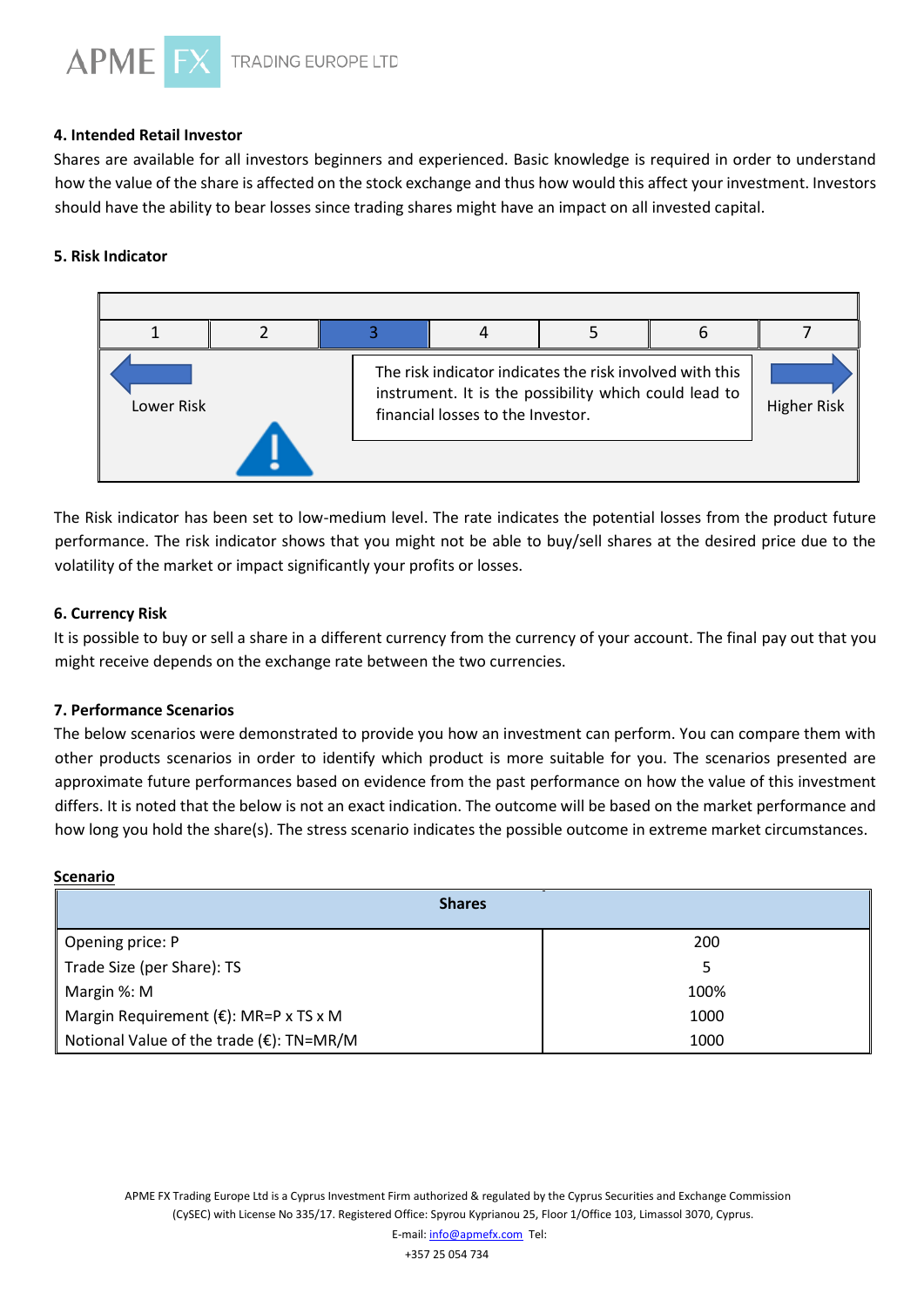**4. Intended Retail Investor**

Shares are available for all investors beginners and experienced. Basic knowledge is required in order to understand how the value of the share is affected on the stock exchange and thus how would this affect your investment. Investors should have the ability to bear losses since trading shares might have an impact on all invested capital.

**5. Risk Indicator**

| 1 | 2 | 3 | 4 | 5 | 6 | 7 |
|---|---|---|---|---|---|---|

Lower Risk

The risk indicator indicates the risk involved with this instrument. It is the possibility which could lead to financial losses to the Investor.

Higher Risk

The Risk indicator has been set to low-medium level. The rate indicates the potential losses from the product future performance. The risk indicator shows that you might not be able to buy/sell shares at the desired price due to the volatility of the market or impact significantly your profits or losses.

**6. Currency Risk**

It is possible to buy or sell a share in a different currency from the currency of your account. The final pay out that you might receive depends on the exchange rate between the two currencies.

**7. Performance Scenarios**

The below scenarios were demonstrated to provide you how an investment can perform. You can compare them with other products scenarios in order to identify which product is more suitable for you. The scenarios presented are approximate future performances based on evidence from the past performance on how the value of this investment differs. It is noted that the below is not an exact indication. The outcome will be based on the market performance and how long you hold the share(s). The stress scenario indicates the possible outcome in extreme market circumstances.

**Scenario**

| Shares | |
|---|---|
| Opening price: P | 200 |
| Trade Size (per Share): TS | 5 |
| Margin %: M | 100% |
| Margin Requirement (€): MR=P x TS x M | 1000 |
| Notional Value of the trade (€): TN=MR/M | 1000 |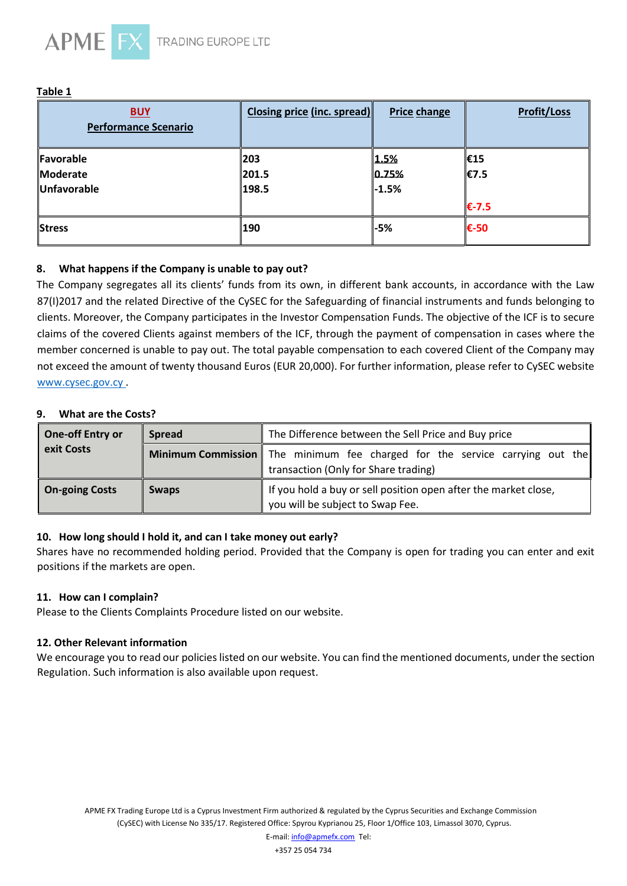**Table 1**

| **BUY** **Performance Scenario** | **Closing price (inc. spread)** | **Price change** | **Profit/Loss** |
|---|---|---|---|
| Favorable<br>Moderate<br>Unfavorable | 203<br>201.5<br>198.5 | 1.5%<br>0.75%<br>-1.5% | €15<br>€7.5<br>€-7.5 |
| Stress | 190 | -5% | €-50 |

### 8. What happens if the Company is unable to pay out?

The Company segregates all its clients' funds from its own, in different bank accounts, in accordance with the Law 87(I)2017 and the related Directive of the CySEC for the Safeguarding of financial instruments and funds belonging to clients. Moreover, the Company participates in the Investor Compensation Funds. The objective of the ICF is to secure claims of the covered Clients against members of the ICF, through the payment of compensation in cases where the member concerned is unable to pay out. The total payable compensation to each covered Client of the Company may not exceed the amount of twenty thousand Euros (EUR 20,000). For further information, please refer to CySEC website www.cysec.gov.cy .

### 9. What are the Costs?

| | | |
|---|---|---|
| **One-off Entry or exit Costs** | **Spread** | The Difference between the Sell Price and Buy price |
| | **Minimum Commission** | The minimum fee charged for the service carrying out the transaction (Only for Share trading) |
| **On-going Costs** | **Swaps** | If you hold a buy or sell position open after the market close, you will be subject to Swap Fee. |

### 10. How long should I hold it, and can I take money out early?

Shares have no recommended holding period. Provided that the Company is open for trading you can enter and exit positions if the markets are open.

### 11. How can I complain?

Please to the Clients Complaints Procedure listed on our website.

### 12. Other Relevant information

We encourage you to read our policies listed on our website. You can find the mentioned documents, under the section Regulation. Such information is also available upon request.

APME FX Trading Europe Ltd is a Cyprus Investment Firm authorized & regulated by the Cyprus Securities and Exchange Commission (CySEC) with License No 335/17. Registered Office: Spyrou Kyprianou 25, Floor 1/Office 103, Limassol 3070, Cyprus.
E-mail: info@apmefx.com Tel:
+357 25 054 734